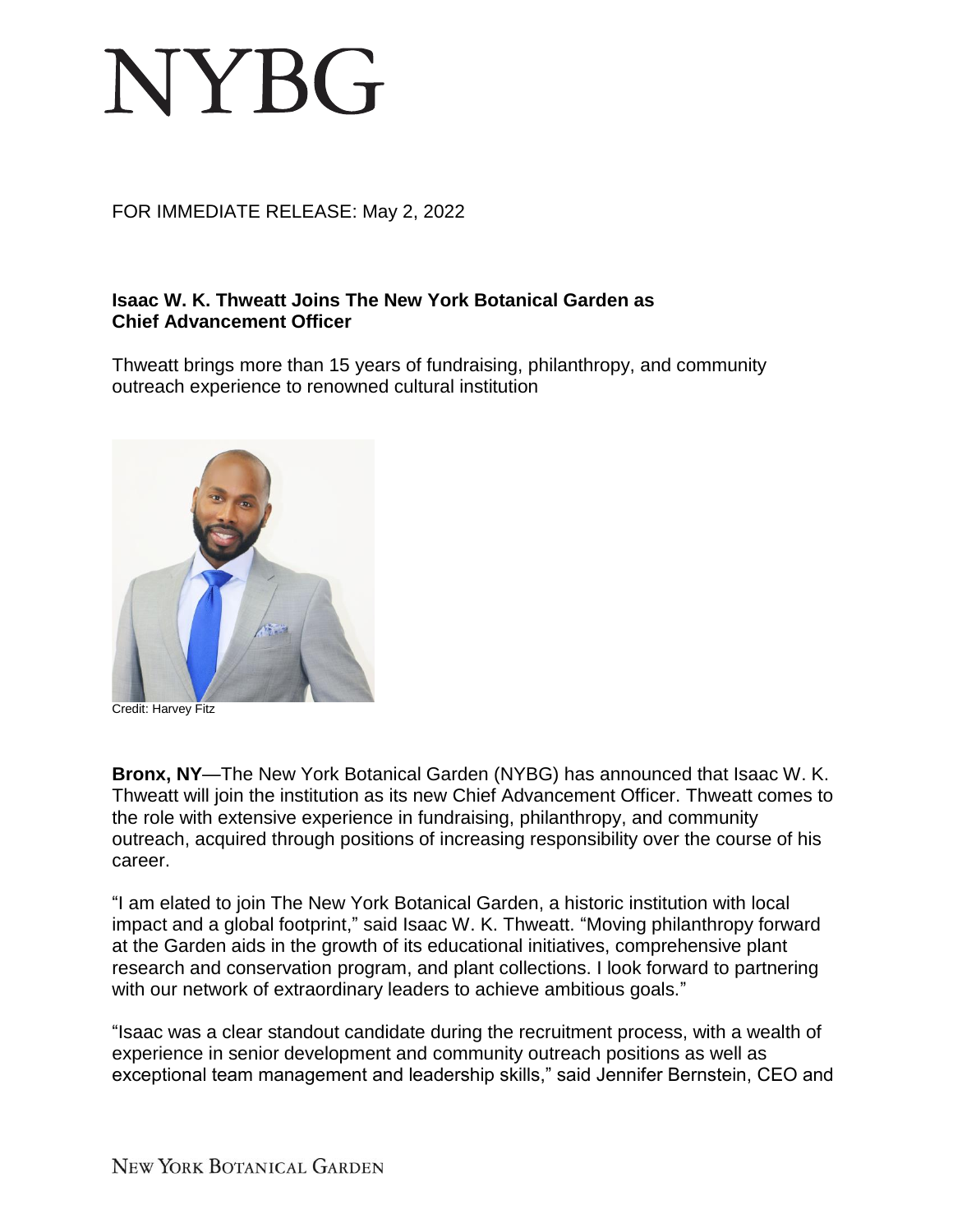# NYBG

FOR IMMEDIATE RELEASE: May 2, 2022

**Isaac W. K. Thweatt Joins The New York Botanical Garden as Chief Advancement Officer**

Thweatt brings more than 15 years of fundraising, philanthropy, and community outreach experience to renowned cultural institution

Credit: Harvey Fitz

**Bronx, NY**—The New York Botanical Garden (NYBG) has announced that Isaac W. K. Thweatt will join the institution as its new Chief Advancement Officer. Thweatt comes to the role with extensive experience in fundraising, philanthropy, and community outreach, acquired through positions of increasing responsibility over the course of his career.

"I am elated to join The New York Botanical Garden, a historic institution with local impact and a global footprint," said Isaac W. K. Thweatt. "Moving philanthropy forward at the Garden aids in the growth of its educational initiatives, comprehensive plant research and conservation program, and plant collections. I look forward to partnering with our network of extraordinary leaders to achieve ambitious goals."

"Isaac was a clear standout candidate during the recruitment process, with a wealth of experience in senior development and community outreach positions as well as exceptional team management and leadership skills," said Jennifer Bernstein, CEO and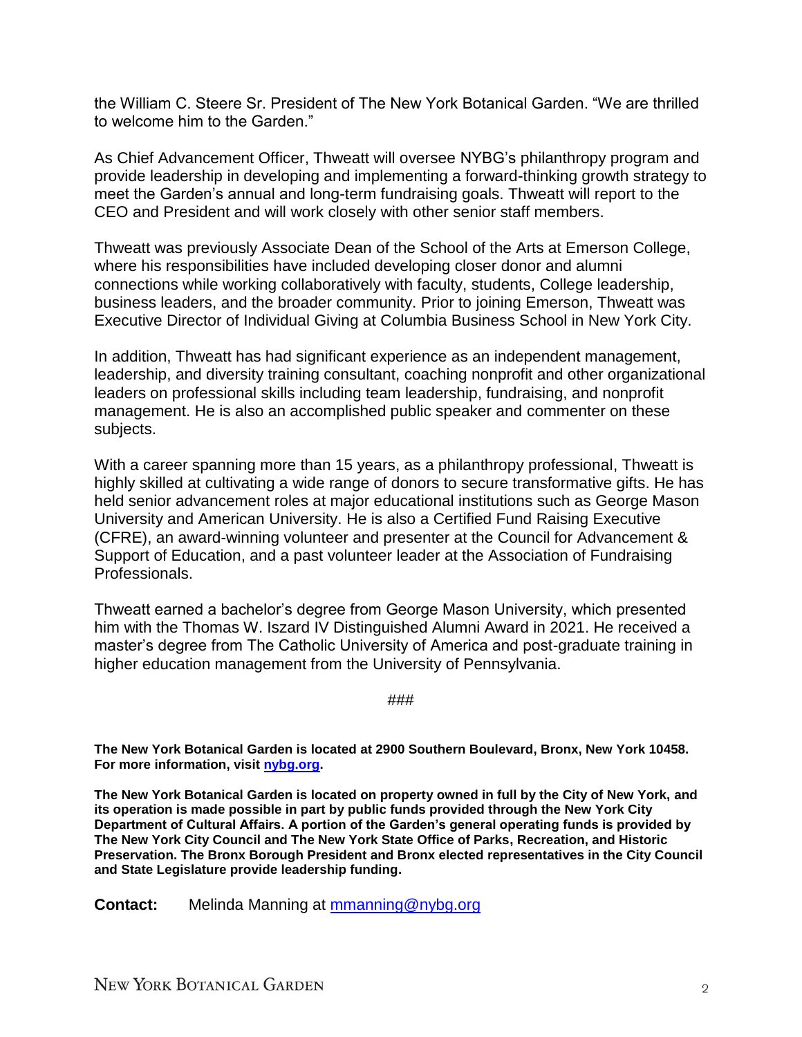the William C. Steere Sr. President of The New York Botanical Garden. "We are thrilled to welcome him to the Garden."

As Chief Advancement Officer, Thweatt will oversee NYBG's philanthropy program and provide leadership in developing and implementing a forward-thinking growth strategy to meet the Garden's annual and long-term fundraising goals. Thweatt will report to the CEO and President and will work closely with other senior staff members.

Thweatt was previously Associate Dean of the School of the Arts at Emerson College, where his responsibilities have included developing closer donor and alumni connections while working collaboratively with faculty, students, College leadership, business leaders, and the broader community. Prior to joining Emerson, Thweatt was Executive Director of Individual Giving at Columbia Business School in New York City.

In addition, Thweatt has had significant experience as an independent management, leadership, and diversity training consultant, coaching nonprofit and other organizational leaders on professional skills including team leadership, fundraising, and nonprofit management. He is also an accomplished public speaker and commenter on these subjects.

With a career spanning more than 15 years, as a philanthropy professional, Thweatt is highly skilled at cultivating a wide range of donors to secure transformative gifts. He has held senior advancement roles at major educational institutions such as George Mason University and American University. He is also a Certified Fund Raising Executive (CFRE), an award-winning volunteer and presenter at the Council for Advancement & Support of Education, and a past volunteer leader at the Association of Fundraising Professionals.

Thweatt earned a bachelor's degree from George Mason University, which presented him with the Thomas W. Iszard IV Distinguished Alumni Award in 2021. He received a master's degree from The Catholic University of America and post-graduate training in higher education management from the University of Pennsylvania.

###

**The New York Botanical Garden is located at 2900 Southern Boulevard, Bronx, New York 10458. For more information, visit [nybg.org](http://nybg.org).**

**The New York Botanical Garden is located on property owned in full by the City of New York, and its operation is made possible in part by public funds provided through the New York City Department of Cultural Affairs. A portion of the Garden's general operating funds is provided by The New York City Council and The New York State Office of Parks, Recreation, and Historic Preservation. The Bronx Borough President and Bronx elected representatives in the City Council and State Legislature provide leadership funding.**

**Contact:** Melinda Manning at [mmanning@nybg.org](mailto:mmanning@nybg.org)